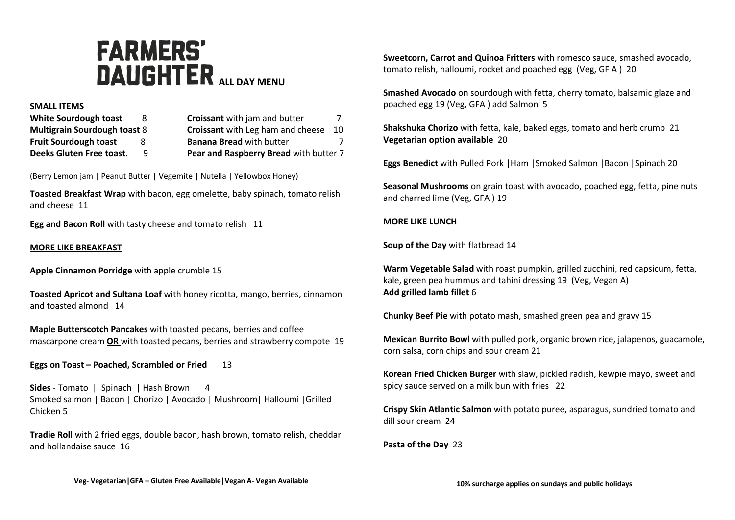# FARMERS' DAUGHTER ALL DAY MENU

## SMALL ITEMS

| | | | |
|---|---|---|---|
| **White Sourdough toast** | 8 | **Croissant** with jam and butter | 7 |
| **Multigrain Sourdough toast** | 8 | **Croissant** with Leg ham and cheese | 10 |
| **Fruit Sourdough toast** | 8 | **Banana Bread** with butter | 7 |
| **Deeks Gluten Free toast.** | 9 | **Pear and Raspberry Bread** with butter | 7 |

(Berry Lemon jam | Peanut Butter | Vegemite | Nutella | Yellowbox Honey)

**Toasted Breakfast Wrap** with bacon, egg omelette, baby spinach, tomato relish and cheese 11

**Egg and Bacon Roll** with tasty cheese and tomato relish 11

## MORE LIKE BREAKFAST

**Apple Cinnamon Porridge** with apple crumble 15

**Toasted Apricot and Sultana Loaf** with honey ricotta, mango, berries, cinnamon and toasted almond 14

**Maple Butterscotch Pancakes** with toasted pecans, berries and coffee mascarpone cream **OR** with toasted pecans, berries and strawberry compote 19

**Eggs on Toast – Poached, Scrambled or Fried** 13

**Sides** - Tomato | Spinach | Hash Brown 4
Smoked salmon | Bacon | Chorizo | Avocado | Mushroom| Halloumi |Grilled Chicken 5

**Tradie Roll** with 2 fried eggs, double bacon, hash brown, tomato relish, cheddar and hollandaise sauce 16

**Sweetcorn, Carrot and Quinoa Fritters** with romesco sauce, smashed avocado, tomato relish, halloumi, rocket and poached egg (Veg, GF A ) 20

**Smashed Avocado** on sourdough with fetta, cherry tomato, balsamic glaze and poached egg 19 (Veg, GFA ) add Salmon 5

**Shakshuka Chorizo** with fetta, kale, baked eggs, tomato and herb crumb 21
**Vegetarian option available** 20

**Eggs Benedict** with Pulled Pork |Ham |Smoked Salmon |Bacon |Spinach 20

**Seasonal Mushrooms** on grain toast with avocado, poached egg, fetta, pine nuts and charred lime (Veg, GFA ) 19

## MORE LIKE LUNCH

**Soup of the Day** with flatbread 14

**Warm Vegetable Salad** with roast pumpkin, grilled zucchini, red capsicum, fetta, kale, green pea hummus and tahini dressing 19 (Veg, Vegan A)
**Add grilled lamb fillet** 6

**Chunky Beef Pie** with potato mash, smashed green pea and gravy 15

**Mexican Burrito Bowl** with pulled pork, organic brown rice, jalapenos, guacamole, corn salsa, corn chips and sour cream 21

**Korean Fried Chicken Burger** with slaw, pickled radish, kewpie mayo, sweet and spicy sauce served on a milk bun with fries 22

**Crispy Skin Atlantic Salmon** with potato puree, asparagus, sundried tomato and dill sour cream 24

**Pasta of the Day** 23

**Veg- Vegetarian|GFA – Gluten Free Available|Vegan A- Vegan Available**

**10% surcharge applies on sundays and public holidays**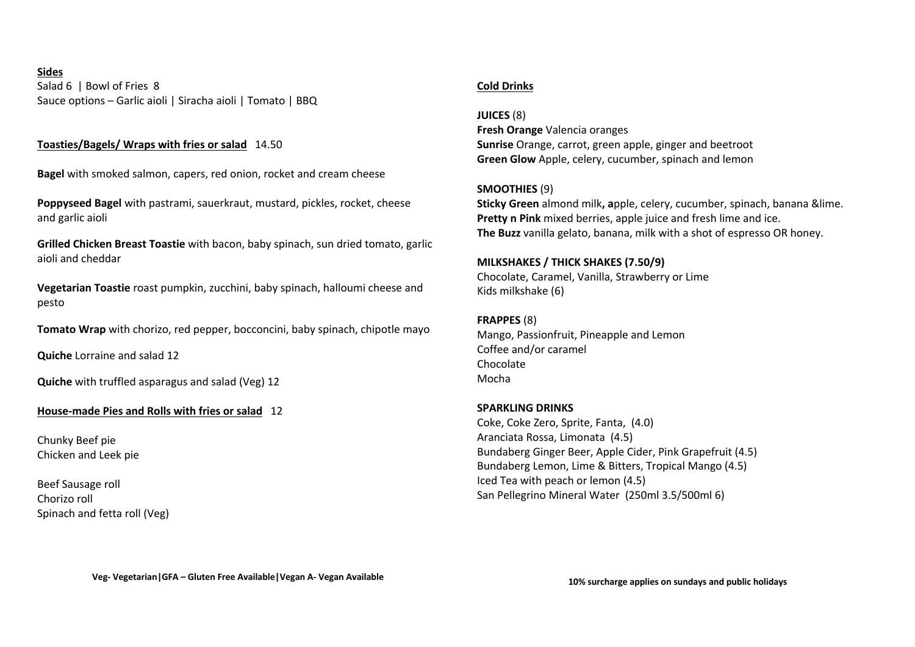**Sides**
Salad 6 | Bowl of Fries 8
Sauce options – Garlic aioli | Siracha aioli | Tomato | BBQ

**Toasties/Bagels/ Wraps with fries or salad** 14.50

**Bagel** with smoked salmon, capers, red onion, rocket and cream cheese

**Poppyseed Bagel** with pastrami, sauerkraut, mustard, pickles, rocket, cheese and garlic aioli

**Grilled Chicken Breast Toastie** with bacon, baby spinach, sun dried tomato, garlic aioli and cheddar

**Vegetarian Toastie** roast pumpkin, zucchini, baby spinach, halloumi cheese and pesto

**Tomato Wrap** with chorizo, red pepper, bocconcini, baby spinach, chipotle mayo

**Quiche** Lorraine and salad 12

**Quiche** with truffled asparagus and salad (Veg) 12

**House-made Pies and Rolls with fries or salad** 12

Chunky Beef pie
Chicken and Leek pie

Beef Sausage roll
Chorizo roll
Spinach and fetta roll (Veg)

**Cold Drinks**

**JUICES** (8)
**Fresh Orange** Valencia oranges
**Sunrise** Orange, carrot, green apple, ginger and beetroot
**Green Glow** Apple, celery, cucumber, spinach and lemon

**SMOOTHIES** (9)
**Sticky Green** almond milk**, a**pple, celery, cucumber, spinach, banana &lime.
**Pretty n Pink** mixed berries, apple juice and fresh lime and ice.
**The Buzz** vanilla gelato, banana, milk with a shot of espresso OR honey.

**MILKSHAKES / THICK SHAKES (7.50/9)**
Chocolate, Caramel, Vanilla, Strawberry or Lime
Kids milkshake (6)

**FRAPPES** (8)
Mango, Passionfruit, Pineapple and Lemon
Coffee and/or caramel
Chocolate
Mocha

**SPARKLING DRINKS**
Coke, Coke Zero, Sprite, Fanta, (4.0)
Aranciata Rossa, Limonata (4.5)
Bundaberg Ginger Beer, Apple Cider, Pink Grapefruit (4.5)
Bundaberg Lemon, Lime & Bitters, Tropical Mango (4.5)
Iced Tea with peach or lemon (4.5)
San Pellegrino Mineral Water (250ml 3.5/500ml 6)

**Veg- Vegetarian|GFA – Gluten Free Available|Vegan A- Vegan Available**

**10% surcharge applies on sundays and public holidays**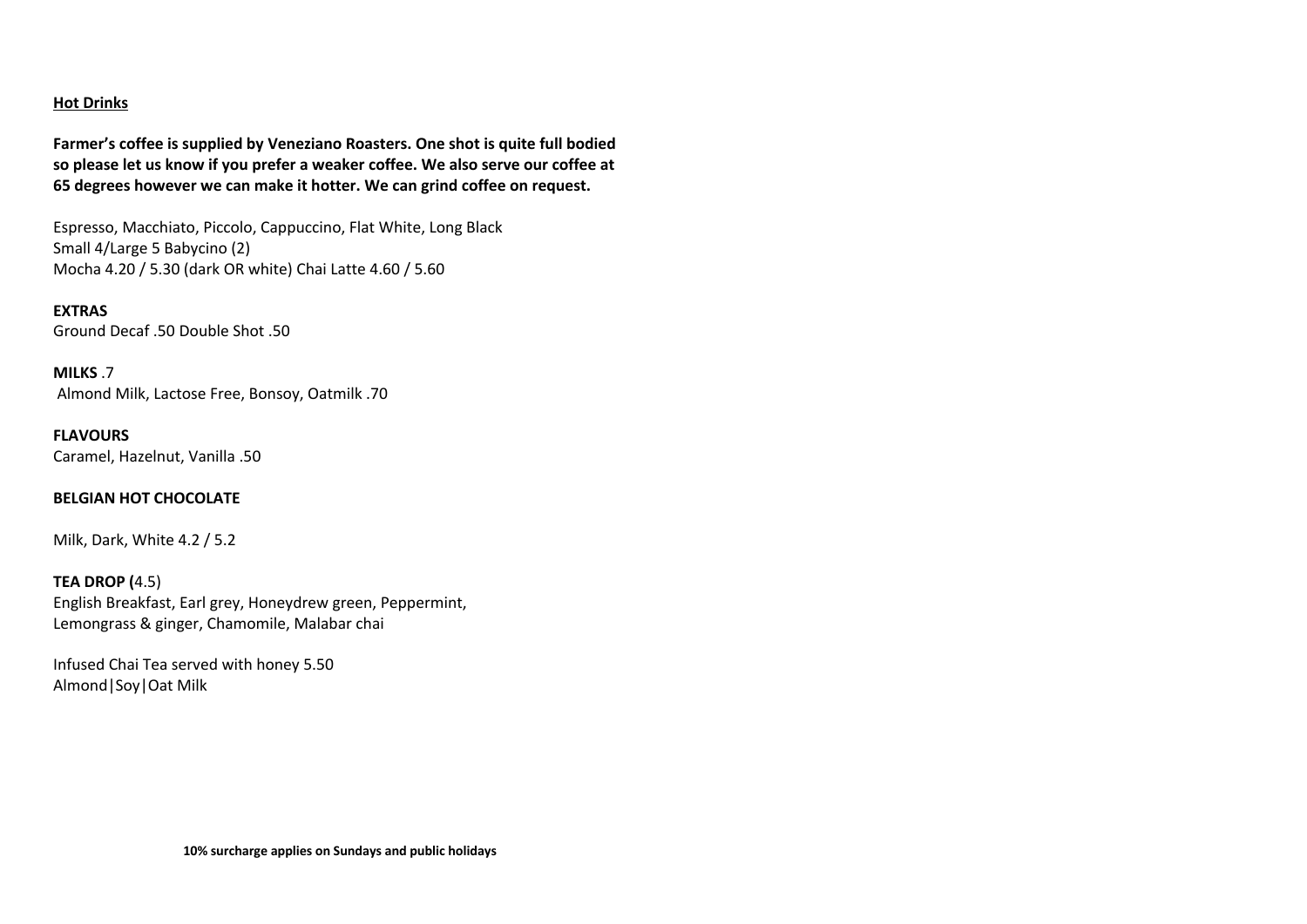**Hot Drinks**

**Farmer's coffee is supplied by Veneziano Roasters. One shot is quite full bodied so please let us know if you prefer a weaker coffee. We also serve our coffee at 65 degrees however we can make it hotter. We can grind coffee on request.**

Espresso, Macchiato, Piccolo, Cappuccino, Flat White, Long Black
Small 4/Large 5 Babycino (2)
Mocha 4.20 / 5.30 (dark OR white) Chai Latte 4.60 / 5.60

**EXTRAS**
Ground Decaf .50 Double Shot .50

**MILKS** .7
Almond Milk, Lactose Free, Bonsoy, Oatmilk .70

**FLAVOURS**
Caramel, Hazelnut, Vanilla .50

**BELGIAN HOT CHOCOLATE**

Milk, Dark, White 4.2 / 5.2

**TEA DROP (**4.5)
English Breakfast, Earl grey, Honeydrew green, Peppermint,
Lemongrass & ginger, Chamomile, Malabar chai

Infused Chai Tea served with honey 5.50
Almond|Soy|Oat Milk

**10% surcharge applies on Sundays and public holidays**